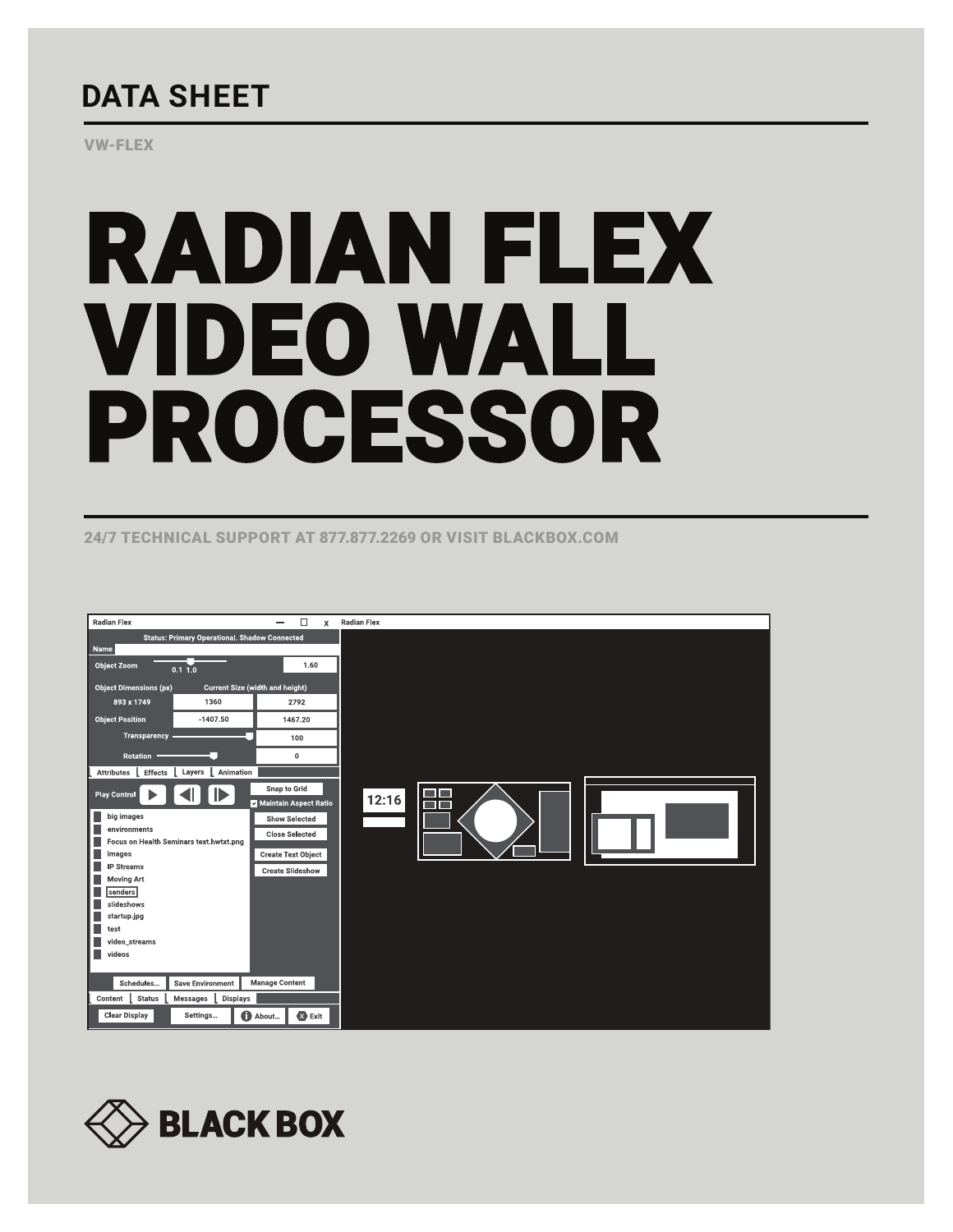# DATA SHEET

VW-FLEX

# RADIAN FLEX VIDEO WALL PROCESSOR

24/7 TECHNICAL SUPPORT AT 877.877.2269 OR VISIT BLACKBOX.COM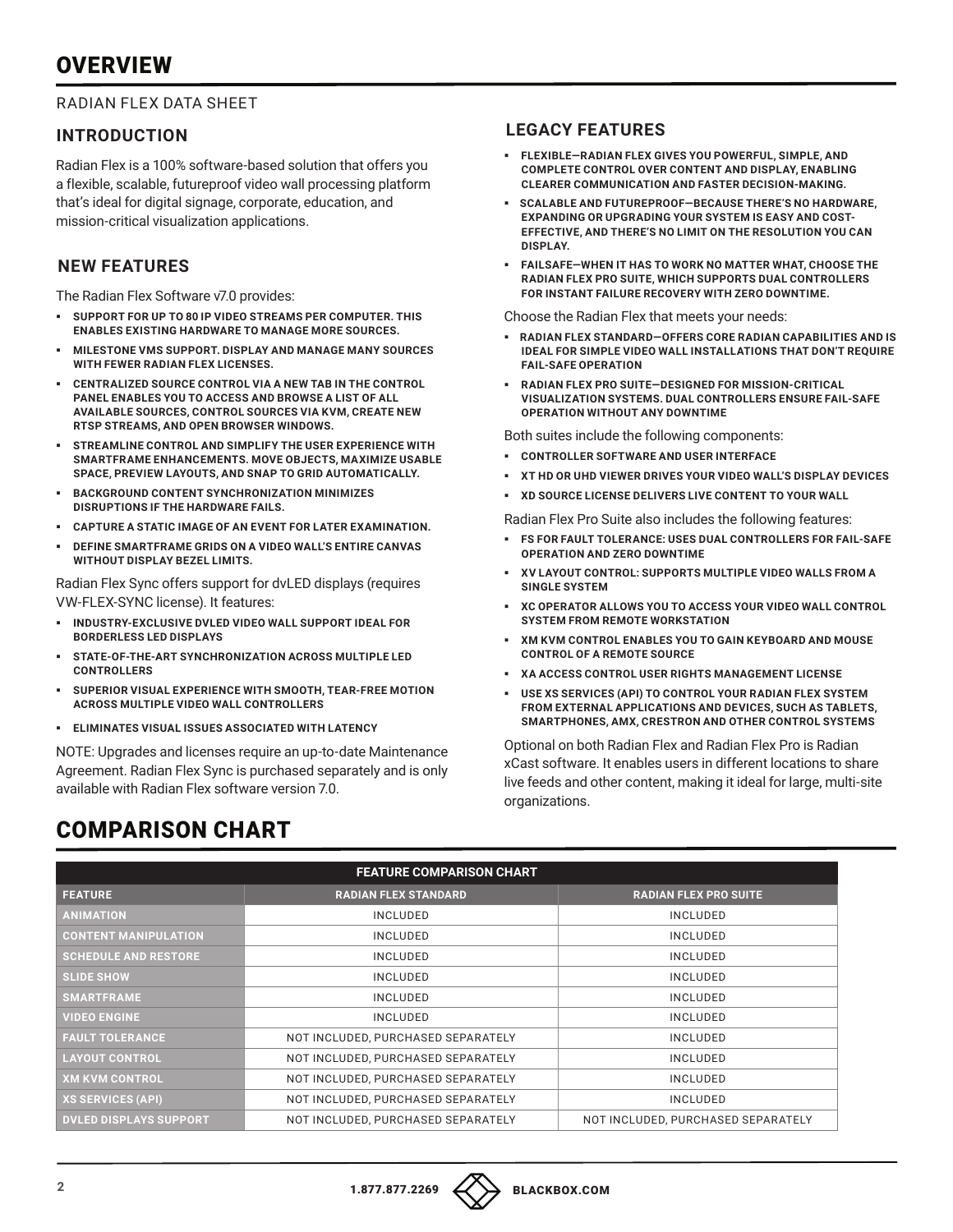# OVERVIEW

RADIAN FLEX DATA SHEET

## INTRODUCTION

Radian Flex is a 100% software-based solution that offers you a flexible, scalable, futureproof video wall processing platform that's ideal for digital signage, corporate, education, and mission-critical visualization applications.

## NEW FEATURES

The Radian Flex Software v7.0 provides:

- **SUPPORT FOR UP TO 80 IP VIDEO STREAMS PER COMPUTER. THIS ENABLES EXISTING HARDWARE TO MANAGE MORE SOURCES.**
- **MILESTONE VMS SUPPORT. DISPLAY AND MANAGE MANY SOURCES WITH FEWER RADIAN FLEX LICENSES.**
- **CENTRALIZED SOURCE CONTROL VIA A NEW TAB IN THE CONTROL PANEL ENABLES YOU TO ACCESS AND BROWSE A LIST OF ALL AVAILABLE SOURCES, CONTROL SOURCES VIA KVM, CREATE NEW RTSP STREAMS, AND OPEN BROWSER WINDOWS.**
- **STREAMLINE CONTROL AND SIMPLIFY THE USER EXPERIENCE WITH SMARTFRAME ENHANCEMENTS. MOVE OBJECTS, MAXIMIZE USABLE SPACE, PREVIEW LAYOUTS, AND SNAP TO GRID AUTOMATICALLY.**
- **BACKGROUND CONTENT SYNCHRONIZATION MINIMIZES DISRUPTIONS IF THE HARDWARE FAILS.**
- **CAPTURE A STATIC IMAGE OF AN EVENT FOR LATER EXAMINATION.**
- **DEFINE SMARTFRAME GRIDS ON A VIDEO WALL'S ENTIRE CANVAS WITHOUT DISPLAY BEZEL LIMITS.**

Radian Flex Sync offers support for dvLED displays (requires VW-FLEX-SYNC license). It features:

- **INDUSTRY-EXCLUSIVE DVLED VIDEO WALL SUPPORT IDEAL FOR BORDERLESS LED DISPLAYS**
- **STATE-OF-THE-ART SYNCHRONIZATION ACROSS MULTIPLE LED CONTROLLERS**
- **SUPERIOR VISUAL EXPERIENCE WITH SMOOTH, TEAR-FREE MOTION ACROSS MULTIPLE VIDEO WALL CONTROLLERS**
- **ELIMINATES VISUAL ISSUES ASSOCIATED WITH LATENCY**

NOTE: Upgrades and licenses require an up-to-date Maintenance Agreement. Radian Flex Sync is purchased separately and is only available with Radian Flex software version 7.0.

## LEGACY FEATURES

- **FLEXIBLE—RADIAN FLEX GIVES YOU POWERFUL, SIMPLE, AND COMPLETE CONTROL OVER CONTENT AND DISPLAY, ENABLING CLEARER COMMUNICATION AND FASTER DECISION-MAKING.**
- **SCALABLE AND FUTUREPROOF—BECAUSE THERE'S NO HARDWARE, EXPANDING OR UPGRADING YOUR SYSTEM IS EASY AND COST-EFFECTIVE, AND THERE'S NO LIMIT ON THE RESOLUTION YOU CAN DISPLAY.**
- **FAILSAFE—WHEN IT HAS TO WORK NO MATTER WHAT, CHOOSE THE RADIAN FLEX PRO SUITE, WHICH SUPPORTS DUAL CONTROLLERS FOR INSTANT FAILURE RECOVERY WITH ZERO DOWNTIME.**

Choose the Radian Flex that meets your needs:

- **RADIAN FLEX STANDARD—OFFERS CORE RADIAN CAPABILITIES AND IS IDEAL FOR SIMPLE VIDEO WALL INSTALLATIONS THAT DON'T REQUIRE FAIL-SAFE OPERATION**
- **RADIAN FLEX PRO SUITE—DESIGNED FOR MISSION-CRITICAL VISUALIZATION SYSTEMS. DUAL CONTROLLERS ENSURE FAIL-SAFE OPERATION WITHOUT ANY DOWNTIME**

Both suites include the following components:

- **CONTROLLER SOFTWARE AND USER INTERFACE**
- **XT HD OR UHD VIEWER DRIVES YOUR VIDEO WALL'S DISPLAY DEVICES**
- **XD SOURCE LICENSE DELIVERS LIVE CONTENT TO YOUR WALL**

Radian Flex Pro Suite also includes the following features:

- **FS FOR FAULT TOLERANCE: USES DUAL CONTROLLERS FOR FAIL-SAFE OPERATION AND ZERO DOWNTIME**
- **XV LAYOUT CONTROL: SUPPORTS MULTIPLE VIDEO WALLS FROM A SINGLE SYSTEM**
- **XC OPERATOR ALLOWS YOU TO ACCESS YOUR VIDEO WALL CONTROL SYSTEM FROM REMOTE WORKSTATION**
- **XM KVM CONTROL ENABLES YOU TO GAIN KEYBOARD AND MOUSE CONTROL OF A REMOTE SOURCE**
- **XA ACCESS CONTROL USER RIGHTS MANAGEMENT LICENSE**
- **USE XS SERVICES (API) TO CONTROL YOUR RADIAN FLEX SYSTEM FROM EXTERNAL APPLICATIONS AND DEVICES, SUCH AS TABLETS, SMARTPHONES, AMX, CRESTRON AND OTHER CONTROL SYSTEMS**

Optional on both Radian Flex and Radian Flex Pro is Radian xCast software. It enables users in different locations to share live feeds and other content, making it ideal for large, multi-site organizations.

# COMPARISON CHART

| FEATURE COMPARISON CHART | | |
|---|---|---|
| **FEATURE** | **RADIAN FLEX STANDARD** | **RADIAN FLEX PRO SUITE** |
| ANIMATION | INCLUDED | INCLUDED |
| CONTENT MANIPULATION | INCLUDED | INCLUDED |
| SCHEDULE AND RESTORE | INCLUDED | INCLUDED |
| SLIDE SHOW | INCLUDED | INCLUDED |
| SMARTFRAME | INCLUDED | INCLUDED |
| VIDEO ENGINE | INCLUDED | INCLUDED |
| FAULT TOLERANCE | NOT INCLUDED, PURCHASED SEPARATELY | INCLUDED |
| LAYOUT CONTROL | NOT INCLUDED, PURCHASED SEPARATELY | INCLUDED |
| XM KVM CONTROL | NOT INCLUDED, PURCHASED SEPARATELY | INCLUDED |
| XS SERVICES (API) | NOT INCLUDED, PURCHASED SEPARATELY | INCLUDED |
| DVLED DISPLAYS SUPPORT | NOT INCLUDED, PURCHASED SEPARATELY | NOT INCLUDED, PURCHASED SEPARATELY |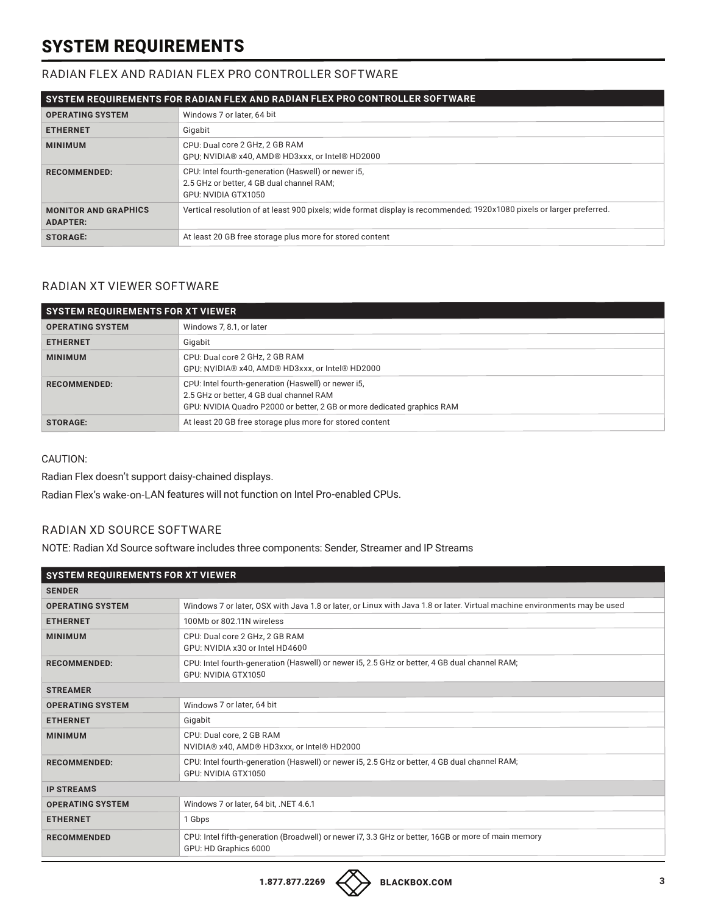# SYSTEM REQUIREMENTS

## RADIAN FLEX AND RADIAN FLEX PRO CONTROLLER SOFTWARE

| SYSTEM REQUIREMENTS FOR RADIAN FLEX AND RADIAN FLEX PRO CONTROLLER SOFTWARE | |
|---|---|
| **OPERATING SYSTEM** | Windows 7 or later, 64 bit |
| **ETHERNET** | Gigabit |
| **MINIMUM** | CPU: Dual core 2 GHz, 2 GB RAM<br>GPU: NVIDIA® x40, AMD® HD3xxx, or Intel® HD2000 |
| **RECOMMENDED:** | CPU: Intel fourth-generation (Haswell) or newer i5,<br>2.5 GHz or better, 4 GB dual channel RAM;<br>GPU: NVIDIA GTX1050 |
| **MONITOR AND GRAPHICS ADAPTER:** | Vertical resolution of at least 900 pixels; wide format display is recommended; 1920x1080 pixels or larger preferred. |
| **STORAGE:** | At least 20 GB free storage plus more for stored content |

## RADIAN XT VIEWER SOFTWARE

| SYSTEM REQUIREMENTS FOR XT VIEWER | |
|---|---|
| **OPERATING SYSTEM** | Windows 7, 8.1, or later |
| **ETHERNET** | Gigabit |
| **MINIMUM** | CPU: Dual core 2 GHz, 2 GB RAM<br>GPU: NVIDIA® x40, AMD® HD3xxx, or Intel® HD2000 |
| **RECOMMENDED:** | CPU: Intel fourth-generation (Haswell) or newer i5,<br>2.5 GHz or better, 4 GB dual channel RAM<br>GPU: NVIDIA Quadro P2000 or better, 2 GB or more dedicated graphics RAM |
| **STORAGE:** | At least 20 GB free storage plus more for stored content |

CAUTION:

Radian Flex doesn't support daisy-chained displays.

Radian Flex's wake-on-LAN features will not function on Intel Pro-enabled CPUs.

## RADIAN XD SOURCE SOFTWARE

NOTE: Radian Xd Source software includes three components: Sender, Streamer and IP Streams

| SYSTEM REQUIREMENTS FOR XT VIEWER | |
|---|---|
| **SENDER** | |
| **OPERATING SYSTEM** | Windows 7 or later, OSX with Java 1.8 or later, or Linux with Java 1.8 or later. Virtual machine environments may be used |
| **ETHERNET** | 100Mb or 802.11N wireless |
| **MINIMUM** | CPU: Dual core 2 GHz, 2 GB RAM<br>GPU: NVIDIA x30 or Intel HD4600 |
| **RECOMMENDED:** | CPU: Intel fourth-generation (Haswell) or newer i5, 2.5 GHz or better, 4 GB dual channel RAM;<br>GPU: NVIDIA GTX1050 |
| **STREAMER** | |
| **OPERATING SYSTEM** | Windows 7 or later, 64 bit |
| **ETHERNET** | Gigabit |
| **MINIMUM** | CPU: Dual core, 2 GB RAM<br>NVIDIA® x40, AMD® HD3xxx, or Intel® HD2000 |
| **RECOMMENDED:** | CPU: Intel fourth-generation (Haswell) or newer i5, 2.5 GHz or better, 4 GB dual channel RAM;<br>GPU: NVIDIA GTX1050 |
| **IP STREAMS** | |
| **OPERATING SYSTEM** | Windows 7 or later, 64 bit, .NET 4.6.1 |
| **ETHERNET** | 1 Gbps |
| **RECOMMENDED** | CPU: Intel fifth-generation (Broadwell) or newer i7, 3.3 GHz or better, 16GB or more of main memory<br>GPU: HD Graphics 6000 |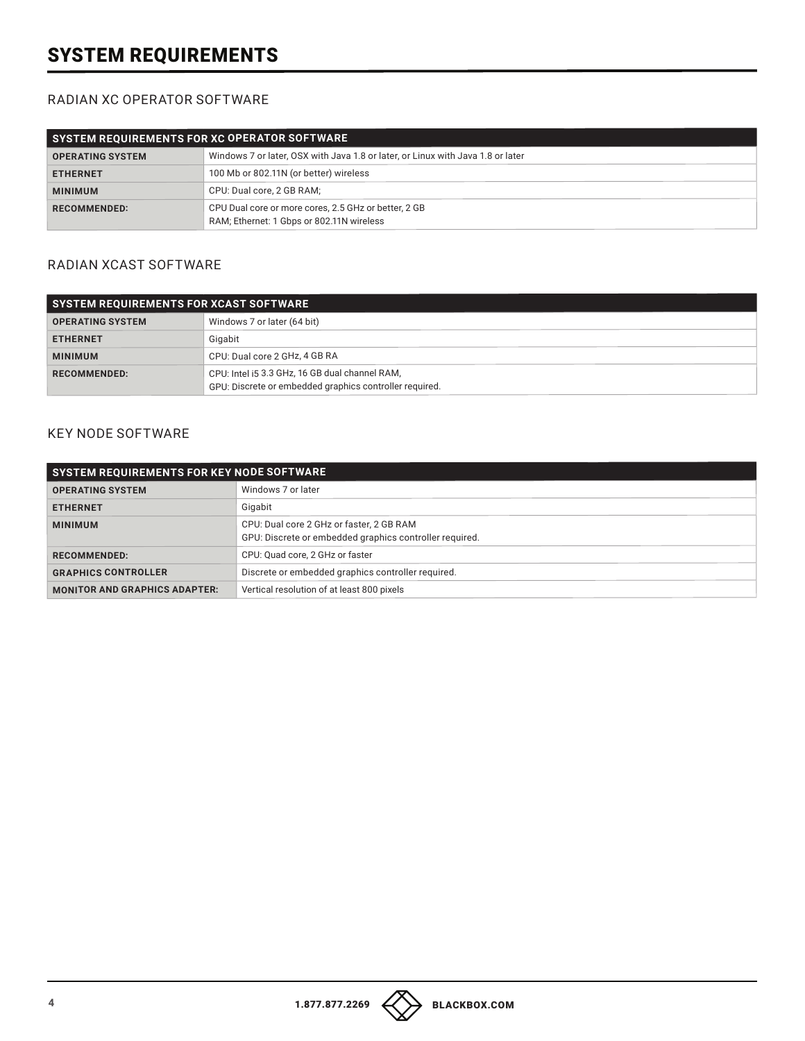# SYSTEM REQUIREMENTS

## RADIAN XC OPERATOR SOFTWARE

| SYSTEM REQUIREMENTS FOR XC OPERATOR SOFTWARE | |
|---|---|
| **OPERATING SYSTEM** | Windows 7 or later, OSX with Java 1.8 or later, or Linux with Java 1.8 or later |
| **ETHERNET** | 100 Mb or 802.11N (or better) wireless |
| **MINIMUM** | CPU: Dual core, 2 GB RAM; |
| **RECOMMENDED:** | CPU Dual core or more cores, 2.5 GHz or better, 2 GB RAM; Ethernet: 1 Gbps or 802.11N wireless |

## RADIAN XCAST SOFTWARE

| SYSTEM REQUIREMENTS FOR XCAST SOFTWARE | |
|---|---|
| **OPERATING SYSTEM** | Windows 7 or later (64 bit) |
| **ETHERNET** | Gigabit |
| **MINIMUM** | CPU: Dual core 2 GHz, 4 GB RA |
| **RECOMMENDED:** | CPU: Intel i5 3.3 GHz, 16 GB dual channel RAM,<br>GPU: Discrete or embedded graphics controller required. |

## KEY NODE SOFTWARE

| SYSTEM REQUIREMENTS FOR KEY NODE SOFTWARE | |
|---|---|
| **OPERATING SYSTEM** | Windows 7 or later |
| **ETHERNET** | Gigabit |
| **MINIMUM** | CPU: Dual core 2 GHz or faster, 2 GB RAM<br>GPU: Discrete or embedded graphics controller required. |
| **RECOMMENDED:** | CPU: Quad core, 2 GHz or faster |
| **GRAPHICS CONTROLLER** | Discrete or embedded graphics controller required. |
| **MONITOR AND GRAPHICS ADAPTER:** | Vertical resolution of at least 800 pixels |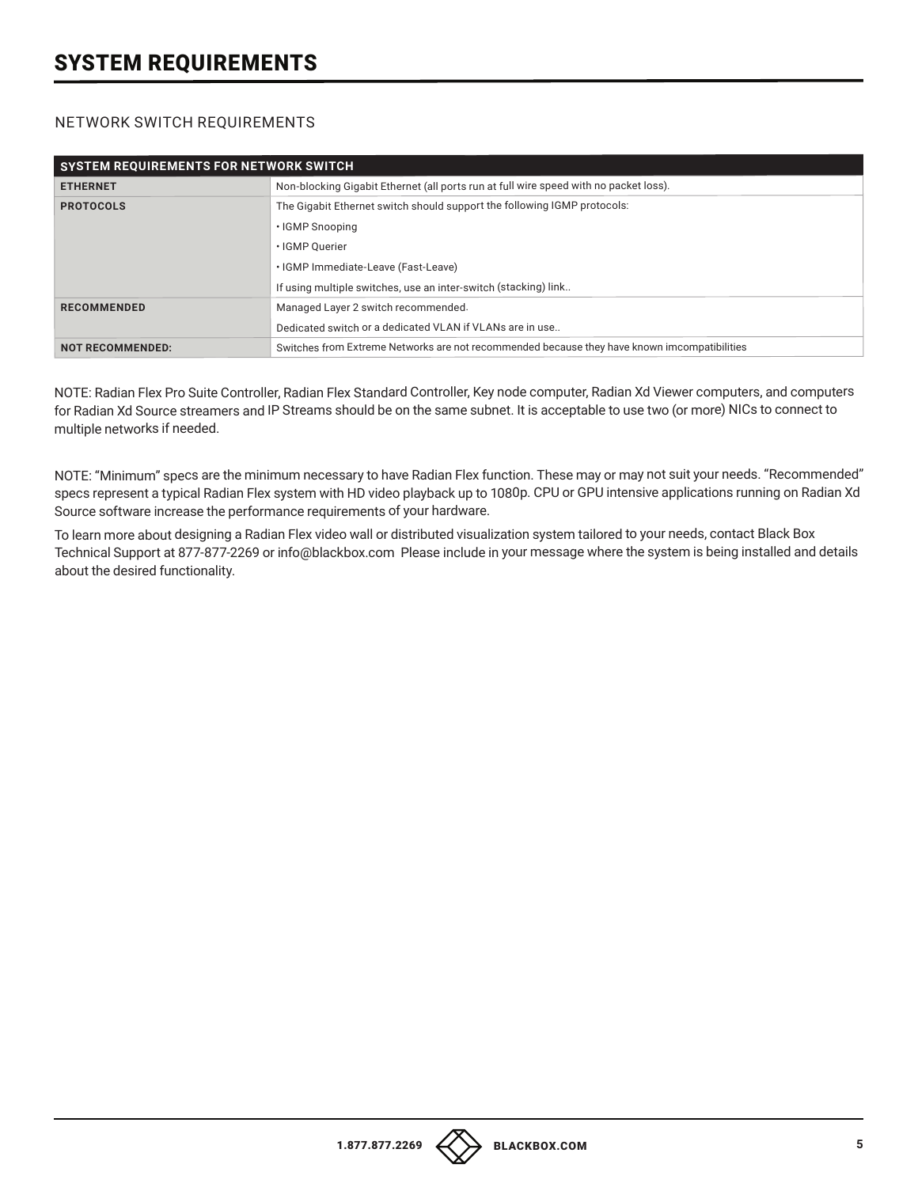# SYSTEM REQUIREMENTS

## NETWORK SWITCH REQUIREMENTS

| SYSTEM REQUIREMENTS FOR NETWORK SWITCH | |
|---|---|
| **ETHERNET** | Non-blocking Gigabit Ethernet (all ports run at full wire speed with no packet loss). |
| **PROTOCOLS** | The Gigabit Ethernet switch should support the following IGMP protocols:<br>• IGMP Snooping<br>• IGMP Querier<br>• IGMP Immediate-Leave (Fast-Leave)<br>If using multiple switches, use an inter-switch (stacking) link.. |
| **RECOMMENDED** | Managed Layer 2 switch recommended.<br>Dedicated switch or a dedicated VLAN if VLANs are in use.. |
| **NOT RECOMMENDED:** | Switches from Extreme Networks are not recommended because they have known imcompatibilities |

NOTE: Radian Flex Pro Suite Controller, Radian Flex Standard Controller, Key node computer, Radian Xd Viewer computers, and computers for Radian Xd Source streamers and IP Streams should be on the same subnet. It is acceptable to use two (or more) NICs to connect to multiple networks if needed.

NOTE: “Minimum” specs are the minimum necessary to have Radian Flex function. These may or may not suit your needs. “Recommended” specs represent a typical Radian Flex system with HD video playback up to 1080p. CPU or GPU intensive applications running on Radian Xd Source software increase the performance requirements of your hardware.

To learn more about designing a Radian Flex video wall or distributed visualization system tailored to your needs, contact Black Box Technical Support at 877-877-2269 or info@blackbox.com Please include in your message where the system is being installed and details about the desired functionality.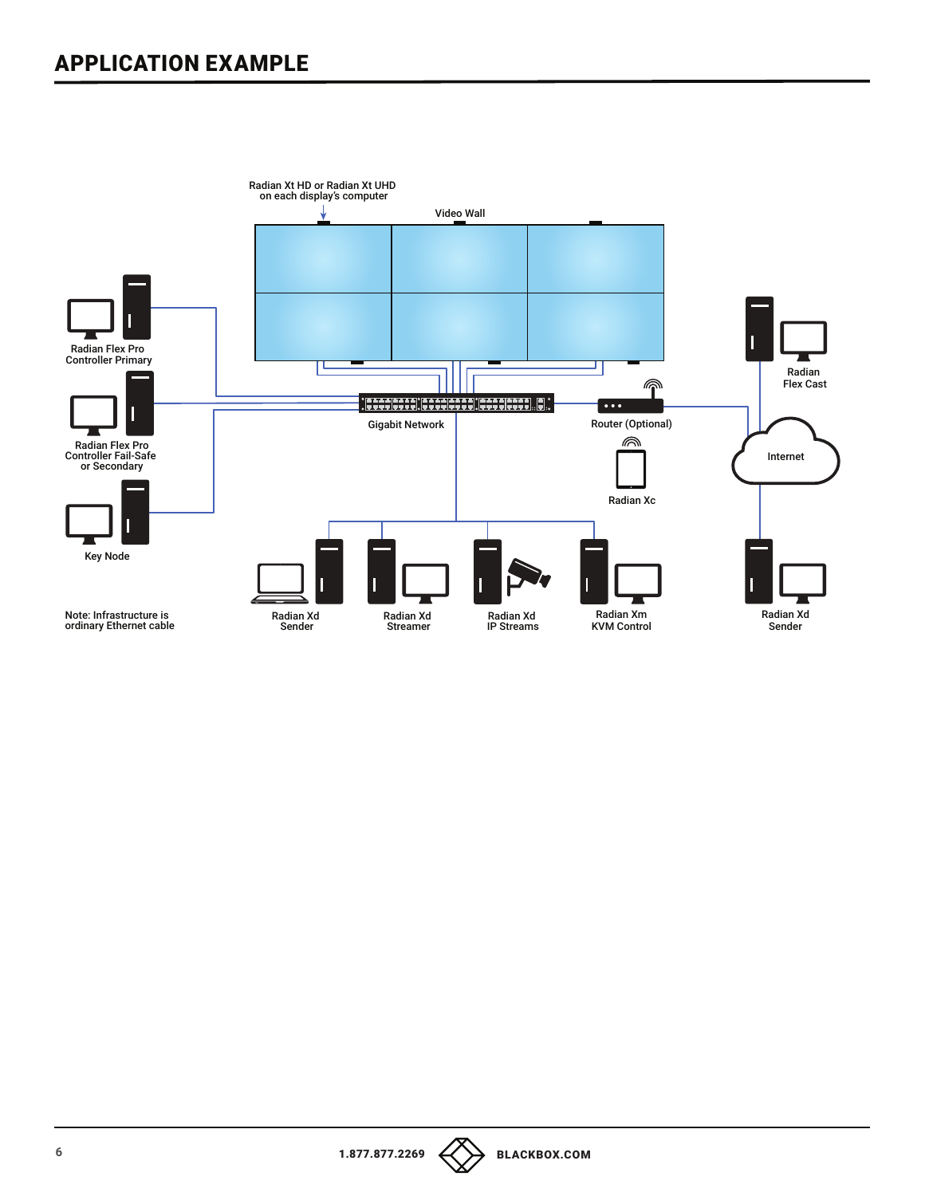## APPLICATION EXAMPLE

Radian Xt HD or Radian Xt UHD on each display's computer

Video Wall

Radian Flex Pro Controller Primary

Radian Flex Pro Controller Fail-Safe or Secondary

Key Node

Gigabit Network

Router (Optional)

Radian Xc

Radian Flex Cast

Internet

Note: Infrastructure is ordinary Ethernet cable

Radian Xd Sender

Radian Xd Streamer

Radian Xd IP Streams

Radian Xm KVM Control

Radian Xd Sender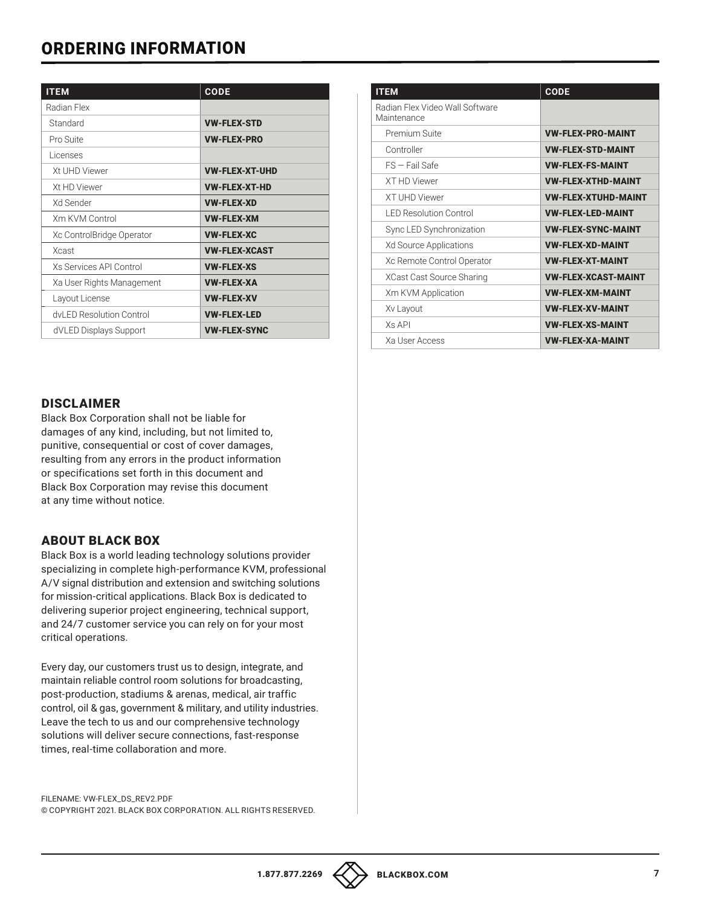# ORDERING INFORMATION

| ITEM | CODE |
|---|---|
| Radian Flex | |
| Standard | **VW-FLEX-STD** |
| Pro Suite | **VW-FLEX-PRO** |
| Licenses | |
| Xt UHD Viewer | **VW-FLEX-XT-UHD** |
| Xt HD Viewer | **VW-FLEX-XT-HD** |
| Xd Sender | **VW-FLEX-XD** |
| Xm KVM Control | **VW-FLEX-XM** |
| Xc ControlBridge Operator | **VW-FLEX-XC** |
| Xcast | **VW-FLEX-XCAST** |
| Xs Services API Control | **VW-FLEX-XS** |
| Xa User Rights Management | **VW-FLEX-XA** |
| Layout License | **VW-FLEX-XV** |
| dvLED Resolution Control | **VW-FLEX-LED** |
| dVLED Displays Support | **VW-FLEX-SYNC** |

| ITEM | CODE |
|---|---|
| Radian Flex Video Wall Software Maintenance | |
| Premium Suite | **VW-FLEX-PRO-MAINT** |
| Controller | **VW-FLEX-STD-MAINT** |
| FS — Fail Safe | **VW-FLEX-FS-MAINT** |
| XT HD Viewer | **VW-FLEX-XTHD-MAINT** |
| XT UHD Viewer | **VW-FLEX-XTUHD-MAINT** |
| LED Resolution Control | **VW-FLEX-LED-MAINT** |
| Sync LED Synchronization | **VW-FLEX-SYNC-MAINT** |
| Xd Source Applications | **VW-FLEX-XD-MAINT** |
| Xc Remote Control Operator | **VW-FLEX-XT-MAINT** |
| XCast Cast Source Sharing | **VW-FLEX-XCAST-MAINT** |
| Xm KVM Application | **VW-FLEX-XM-MAINT** |
| Xv Layout | **VW-FLEX-XV-MAINT** |
| Xs API | **VW-FLEX-XS-MAINT** |
| Xa User Access | **VW-FLEX-XA-MAINT** |

## DISCLAIMER

Black Box Corporation shall not be liable for damages of any kind, including, but not limited to, punitive, consequential or cost of cover damages, resulting from any errors in the product information or specifications set forth in this document and Black Box Corporation may revise this document at any time without notice.

## ABOUT BLACK BOX

Black Box is a world leading technology solutions provider specializing in complete high-performance KVM, professional A/V signal distribution and extension and switching solutions for mission-critical applications. Black Box is dedicated to delivering superior project engineering, technical support, and 24/7 customer service you can rely on for your most critical operations.

Every day, our customers trust us to design, integrate, and maintain reliable control room solutions for broadcasting, post-production, stadiums & arenas, medical, air traffic control, oil & gas, government & military, and utility industries. Leave the tech to us and our comprehensive technology solutions will deliver secure connections, fast-response times, real-time collaboration and more.

FILENAME: VW-FLEX_DS_REV2.PDF
© COPYRIGHT 2021. BLACK BOX CORPORATION. ALL RIGHTS RESERVED.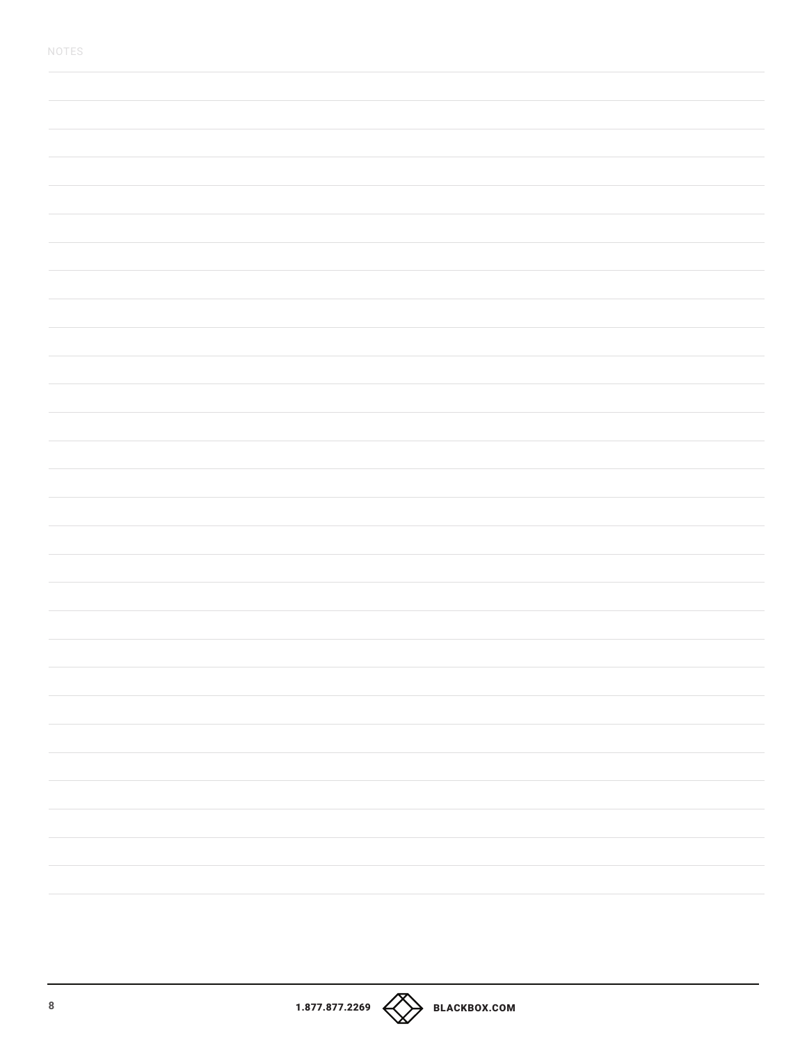NOTES